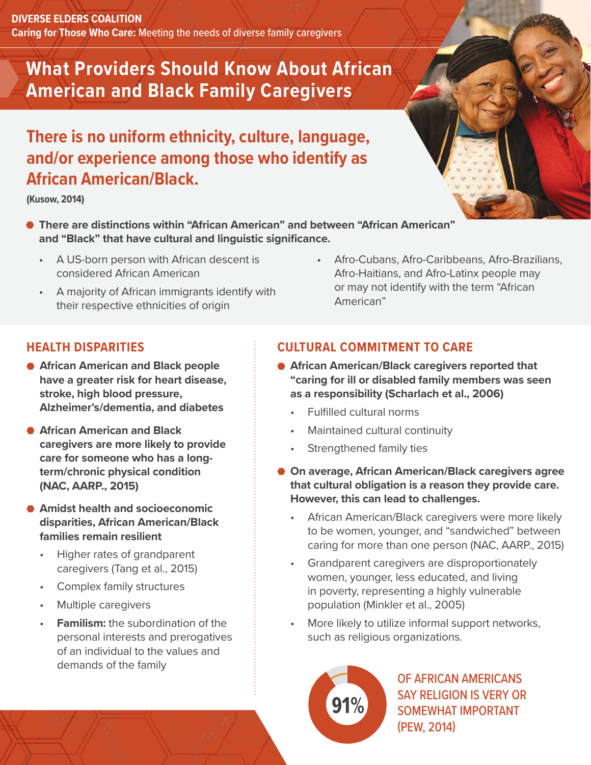**DIVERSE ELDERS COALITION**
**Caring for Those Who Care:** Meeting the needs of diverse family caregivers

# What Providers Should Know About African American and Black Family Caregivers

## There is no uniform ethnicity, culture, language, and/or experience among those who identify as African American/Black.

**(Kusow, 2014)**

- **There are distinctions within "African American" and between "African American" and "Black" that have cultural and linguistic significance.**
  - A US-born person with African descent is considered African American
  - A majority of African immigrants identify with their respective ethnicities of origin
  - Afro-Cubans, Afro-Caribbeans, Afro-Brazilians, Afro-Haitians, and Afro-Latinx people may or may not identify with the term "African American"

## HEALTH DISPARITIES

- **African American and Black people have a greater risk for heart disease, stroke, high blood pressure, Alzheimer's/dementia, and diabetes**
- **African American and Black caregivers are more likely to provide care for someone who has a long-term/chronic physical condition (NAC, AARP., 2015)**
- **Amidst health and socioeconomic disparities, African American/Black families remain resilient**
  - Higher rates of grandparent caregivers (Tang et al., 2015)
  - Complex family structures
  - Multiple caregivers
  - **Familism:** the subordination of the personal interests and prerogatives of an individual to the values and demands of the family

## CULTURAL COMMITMENT TO CARE

- **African American/Black caregivers reported that "caring for ill or disabled family members was seen as a responsibility (Scharlach et al., 2006)**
  - Fulfilled cultural norms
  - Maintained cultural continuity
  - Strengthened family ties
- **On average, African American/Black caregivers agree that cultural obligation is a reason they provide care. However, this can lead to challenges.**
  - African American/Black caregivers were more likely to be women, younger, and "sandwiched" between caring for more than one person (NAC, AARP., 2015)
  - Grandparent caregivers are disproportionately women, younger, less educated, and living in poverty, representing a highly vulnerable population (Minkler et al., 2005)
  - More likely to utilize informal support networks, such as religious organizations.

**91%** OF AFRICAN AMERICANS SAY RELIGION IS VERY OR SOMEWHAT IMPORTANT (PEW, 2014)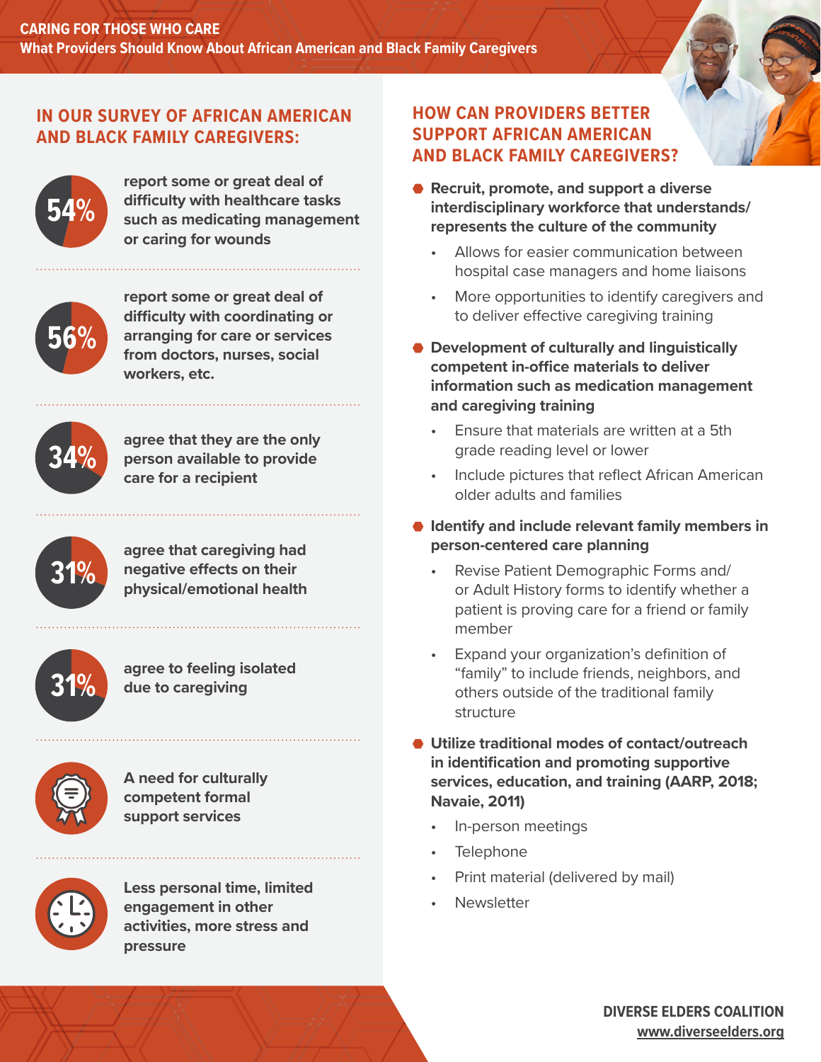CARING FOR THOSE WHO CARE

What Providers Should Know About African American and Black Family Caregivers

## IN OUR SURVEY OF AFRICAN AMERICAN AND BLACK FAMILY CAREGIVERS:

**54%** report some or great deal of difficulty with healthcare tasks such as medicating management or caring for wounds

**56%** report some or great deal of difficulty with coordinating or arranging for care or services from doctors, nurses, social workers, etc.

**34%** agree that they are the only person available to provide care for a recipient

**31%** agree that caregiving had negative effects on their physical/emotional health

**31%** agree to feeling isolated due to caregiving

**A need for culturally competent formal support services**

**Less personal time, limited engagement in other activities, more stress and pressure**

## HOW CAN PROVIDERS BETTER SUPPORT AFRICAN AMERICAN AND BLACK FAMILY CAREGIVERS?

- **Recruit, promote, and support a diverse interdisciplinary workforce that understands/represents the culture of the community**
  - Allows for easier communication between hospital case managers and home liaisons
  - More opportunities to identify caregivers and to deliver effective caregiving training
- **Development of culturally and linguistically competent in-office materials to deliver information such as medication management and caregiving training**
  - Ensure that materials are written at a 5th grade reading level or lower
  - Include pictures that reflect African American older adults and families
- **Identify and include relevant family members in person-centered care planning**
  - Revise Patient Demographic Forms and/or Adult History forms to identify whether a patient is proving care for a friend or family member
  - Expand your organization's definition of "family" to include friends, neighbors, and others outside of the traditional family structure
- **Utilize traditional modes of contact/outreach in identification and promoting supportive services, education, and training (AARP, 2018; Navaie, 2011)**
  - In-person meetings
  - Telephone
  - Print material (delivered by mail)
  - Newsletter

**DIVERSE ELDERS COALITION**
www.diverseelders.org